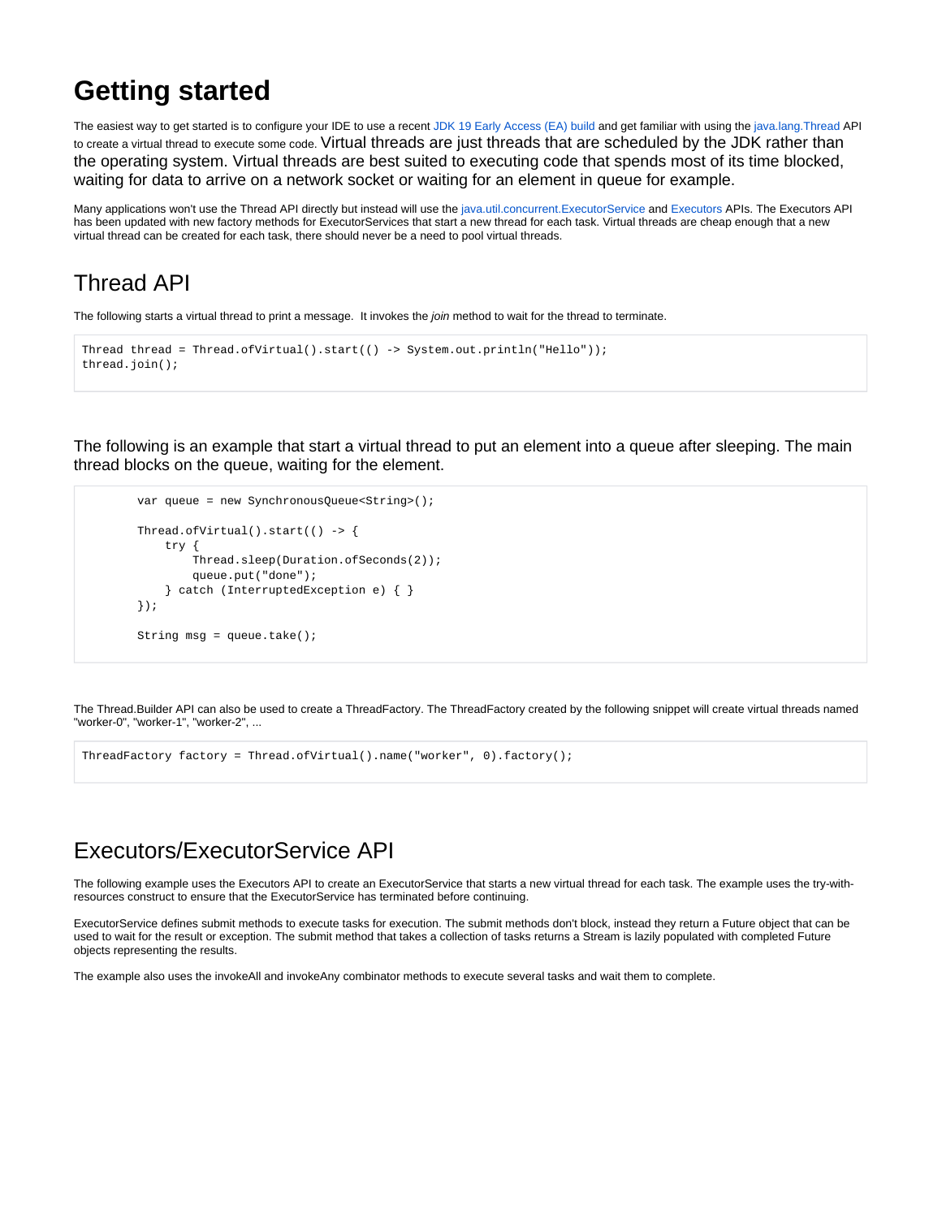# Getting started

The easiest way to get started is to configure your IDE to use a recent JDK 19 Early Access (EA) build and get familiar with using the java.lang.Thread API to create a virtual thread to execute some code. Virtual threads are just threads that are scheduled by the JDK rather than the operating system. Virtual threads are best suited to executing code that spends most of its time blocked, waiting for data to arrive on a network socket or waiting for an element in queue for example.

Many applications won't use the Thread API directly but instead will use the java.util.concurrent.ExecutorService and Executors APIs. The Executors API has been updated with new factory methods for ExecutorServices that start a new thread for each task. Virtual threads are cheap enough that a new virtual thread can be created for each task, there should never be a need to pool virtual threads.

## Thread API

The following starts a virtual thread to print a message. It invokes the *join* method to wait for the thread to terminate.

```
Thread thread = Thread.ofVirtual().start(() -> System.out.println("Hello"));
thread.join();
```

The following is an example that start a virtual thread to put an element into a queue after sleeping. The main thread blocks on the queue, waiting for the element.

```
        var queue = new SynchronousQueue<String>();

        Thread.ofVirtual().start(() -> {
            try {
                Thread.sleep(Duration.ofSeconds(2));
                queue.put("done");
            } catch (InterruptedException e) { }
        });

        String msg = queue.take();
```

The Thread.Builder API can also be used to create a ThreadFactory. The ThreadFactory created by the following snippet will create virtual threads named "worker-0", "worker-1", "worker-2", ...

```
ThreadFactory factory = Thread.ofVirtual().name("worker", 0).factory();
```

## Executors/ExecutorService API

The following example uses the Executors API to create an ExecutorService that starts a new virtual thread for each task. The example uses the try-with-resources construct to ensure that the ExecutorService has terminated before continuing.

ExecutorService defines submit methods to execute tasks for execution. The submit methods don't block, instead they return a Future object that can be used to wait for the result or exception. The submit method that takes a collection of tasks returns a Stream is lazily populated with completed Future objects representing the results.

The example also uses the invokeAll and invokeAny combinator methods to execute several tasks and wait them to complete.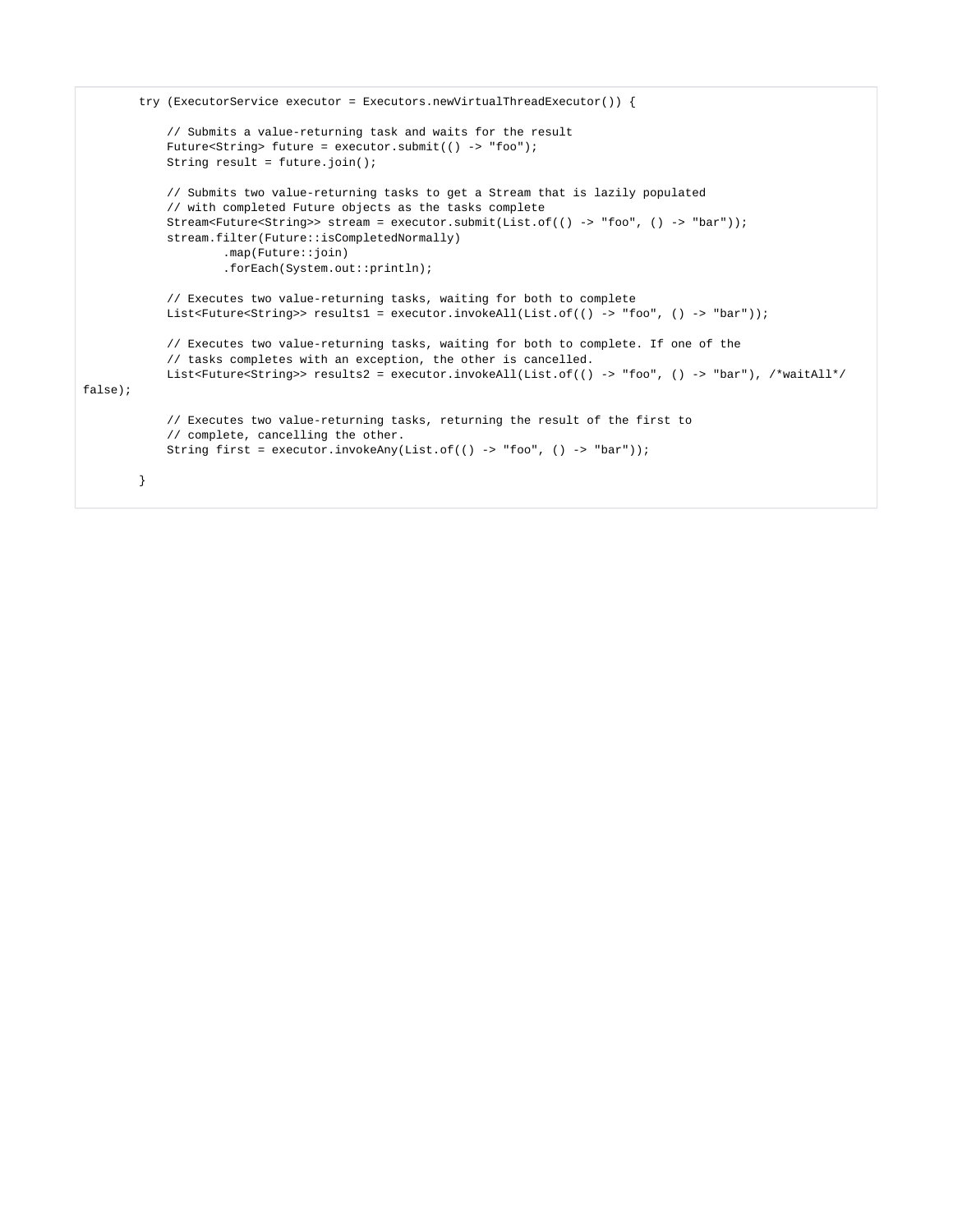```
        try (ExecutorService executor = Executors.newVirtualThreadExecutor()) {

            // Submits a value-returning task and waits for the result
            Future<String> future = executor.submit(() -> "foo");
            String result = future.join();

            // Submits two value-returning tasks to get a Stream that is lazily populated
            // with completed Future objects as the tasks complete
            Stream<Future<String>> stream = executor.submit(List.of(() -> "foo", () -> "bar"));
            stream.filter(Future::isCompletedNormally)
                    .map(Future::join)
                    .forEach(System.out::println);

            // Executes two value-returning tasks, waiting for both to complete
            List<Future<String>> results1 = executor.invokeAll(List.of(() -> "foo", () -> "bar"));

            // Executes two value-returning tasks, waiting for both to complete. If one of the
            // tasks completes with an exception, the other is cancelled.
            List<Future<String>> results2 = executor.invokeAll(List.of(() -> "foo", () -> "bar"), /*waitAll*/
false);

            // Executes two value-returning tasks, returning the result of the first to
            // complete, cancelling the other.
            String first = executor.invokeAny(List.of(() -> "foo", () -> "bar"));

        }
```